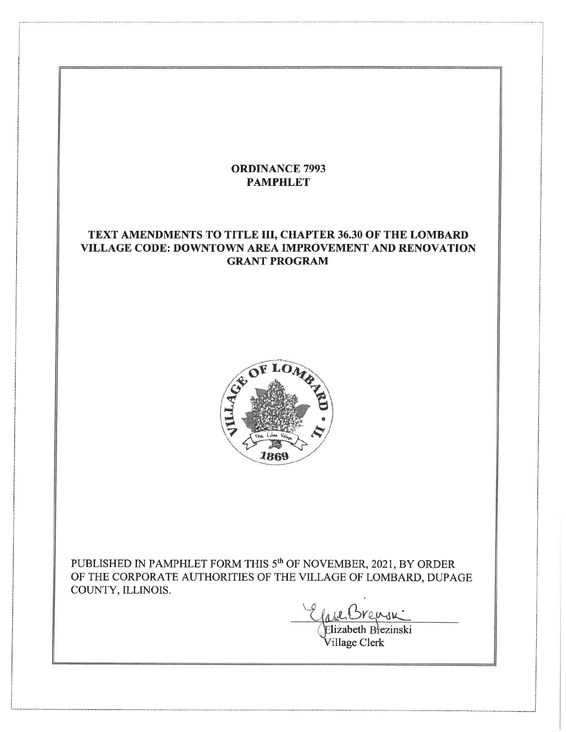# ORDINANCE 7993
# PAMPHLET

## TEXT AMENDMENTS TO TITLE III, CHAPTER 36.30 OF THE LOMBARD VILLAGE CODE: DOWNTOWN AREA IMPROVEMENT AND RENOVATION GRANT PROGRAM

PUBLISHED IN PAMPHLET FORM THIS 5th OF NOVEMBER, 2021, BY ORDER OF THE CORPORATE AUTHORITIES OF THE VILLAGE OF LOMBARD, DUPAGE COUNTY, ILLINOIS.

Elizabeth Brezinski
Village Clerk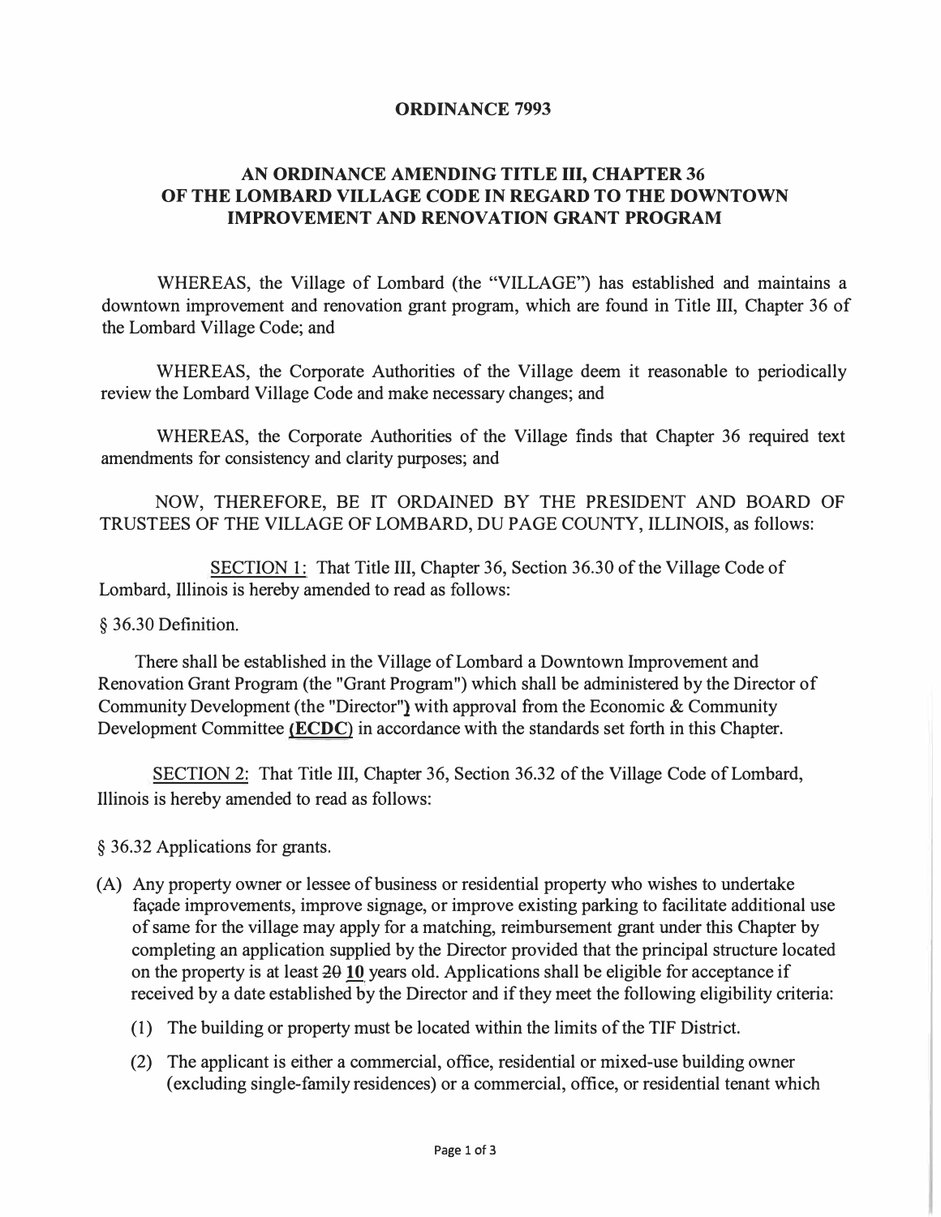**ORDINANCE 7993**

**AN ORDINANCE AMENDING TITLE III, CHAPTER 36 OF THE LOMBARD VILLAGE CODE IN REGARD TO THE DOWNTOWN IMPROVEMENT AND RENOVATION GRANT PROGRAM**

WHEREAS, the Village of Lombard (the "VILLAGE") has established and maintains a downtown improvement and renovation grant program, which are found in Title III, Chapter 36 of the Lombard Village Code; and

WHEREAS, the Corporate Authorities of the Village deem it reasonable to periodically review the Lombard Village Code and make necessary changes; and

WHEREAS, the Corporate Authorities of the Village finds that Chapter 36 required text amendments for consistency and clarity purposes; and

NOW, THEREFORE, BE IT ORDAINED BY THE PRESIDENT AND BOARD OF TRUSTEES OF THE VILLAGE OF LOMBARD, DU PAGE COUNTY, ILLINOIS, as follows:

SECTION 1: That Title III, Chapter 36, Section 36.30 of the Village Code of Lombard, Illinois is hereby amended to read as follows:

§ 36.30 Definition.

There shall be established in the Village of Lombard a Downtown Improvement and Renovation Grant Program (the "Grant Program") which shall be administered by the Director of Community Development (the "Director") with approval from the Economic & Community Development Committee **(ECDC)** in accordance with the standards set forth in this Chapter.

SECTION 2: That Title III, Chapter 36, Section 36.32 of the Village Code of Lombard, Illinois is hereby amended to read as follows:

§ 36.32 Applications for grants.

(A) Any property owner or lessee of business or residential property who wishes to undertake façade improvements, improve signage, or improve existing parking to facilitate additional use of same for the village may apply for a matching, reimbursement grant under this Chapter by completing an application supplied by the Director provided that the principal structure located on the property is at least ~~20~~ **10** years old. Applications shall be eligible for acceptance if received by a date established by the Director and if they meet the following eligibility criteria:

  (1) The building or property must be located within the limits of the TIF District.

  (2) The applicant is either a commercial, office, residential or mixed-use building owner (excluding single-family residences) or a commercial, office, or residential tenant which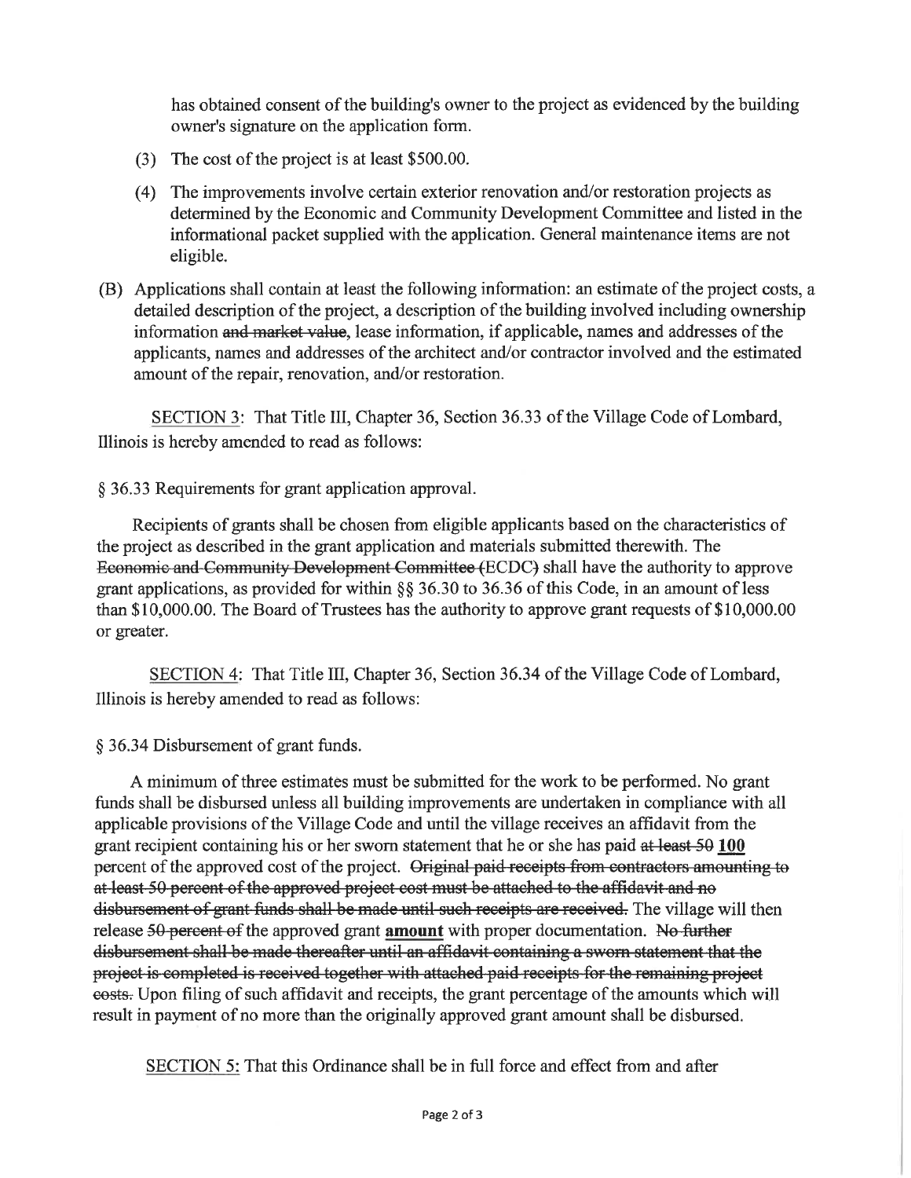has obtained consent of the building's owner to the project as evidenced by the building owner's signature on the application form.

(3) The cost of the project is at least $500.00.

(4) The improvements involve certain exterior renovation and/or restoration projects as determined by the Economic and Community Development Committee and listed in the informational packet supplied with the application. General maintenance items are not eligible.

(B) Applications shall contain at least the following information: an estimate of the project costs, a detailed description of the project, a description of the building involved including ownership information ~~and market value~~, lease information, if applicable, names and addresses of the applicants, names and addresses of the architect and/or contractor involved and the estimated amount of the repair, renovation, and/or restoration.

SECTION 3: That Title III, Chapter 36, Section 36.33 of the Village Code of Lombard, Illinois is hereby amended to read as follows:

§ 36.33 Requirements for grant application approval.

Recipients of grants shall be chosen from eligible applicants based on the characteristics of the project as described in the grant application and materials submitted therewith. The ~~Economic and Community Development Committee (~~ECDC~~)~~ shall have the authority to approve grant applications, as provided for within §§ 36.30 to 36.36 of this Code, in an amount of less than $10,000.00. The Board of Trustees has the authority to approve grant requests of $10,000.00 or greater.

SECTION 4: That Title III, Chapter 36, Section 36.34 of the Village Code of Lombard, Illinois is hereby amended to read as follows:

§ 36.34 Disbursement of grant funds.

A minimum of three estimates must be submitted for the work to be performed. No grant funds shall be disbursed unless all building improvements are undertaken in compliance with all applicable provisions of the Village Code and until the village receives an affidavit from the grant recipient containing his or her sworn statement that he or she has paid ~~at least 50~~ **100** percent of the approved cost of the project. ~~Original paid receipts from contractors amounting to at least 50 percent of the approved project cost must be attached to the affidavit and no disbursement of grant funds shall be made until such receipts are received.~~ The village will then release ~~50 percent of~~ the approved grant **amount** with proper documentation. ~~No further disbursement shall be made thereafter until an affidavit containing a sworn statement that the project is completed is received together with attached paid receipts for the remaining project costs.~~ Upon filing of such affidavit and receipts, the grant percentage of the amounts which will result in payment of no more than the originally approved grant amount shall be disbursed.

SECTION 5: That this Ordinance shall be in full force and effect from and after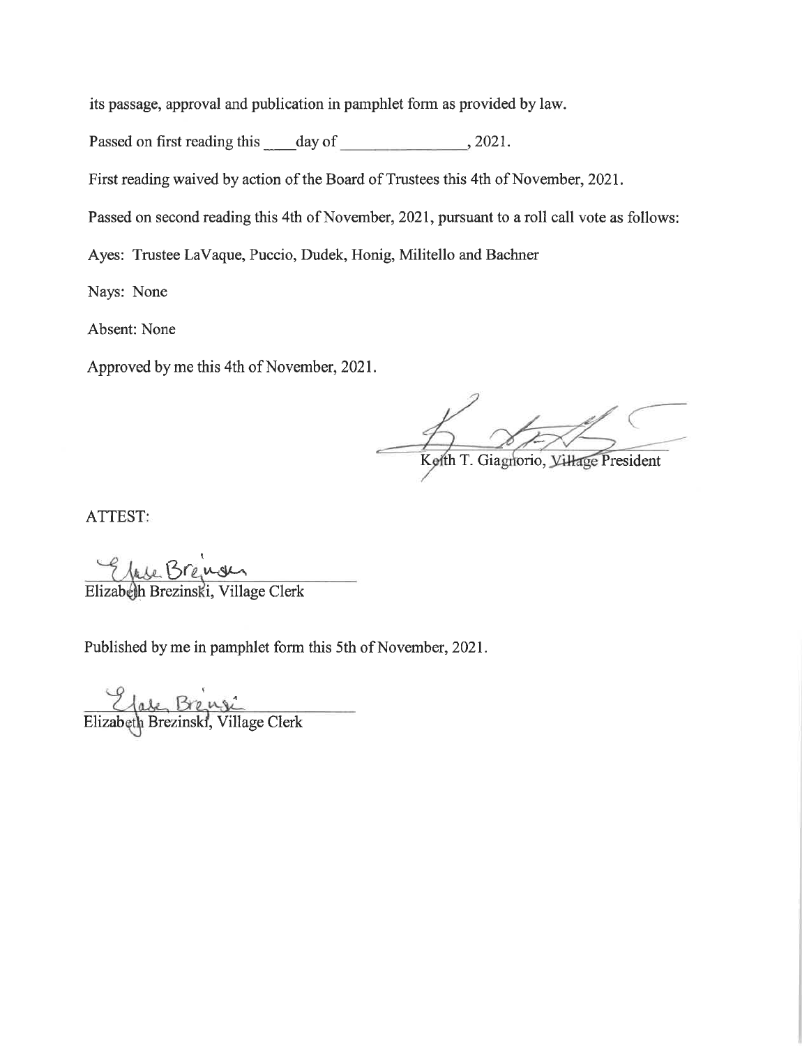its passage, approval and publication in pamphlet form as provided by law.

Passed on first reading this ____ day of ________________, 2021.

First reading waived by action of the Board of Trustees this 4th of November, 2021.

Passed on second reading this 4th of November, 2021, pursuant to a roll call vote as follows:

Ayes: Trustee LaVaque, Puccio, Dudek, Honig, Militello and Bachner

Nays: None

Absent: None

Approved by me this 4th of November, 2021.

Keith T. Giagnorio, Village President

ATTEST:

Elizabeth Brezinski, Village Clerk

Published by me in pamphlet form this 5th of November, 2021.

Elizabeth Brezinski, Village Clerk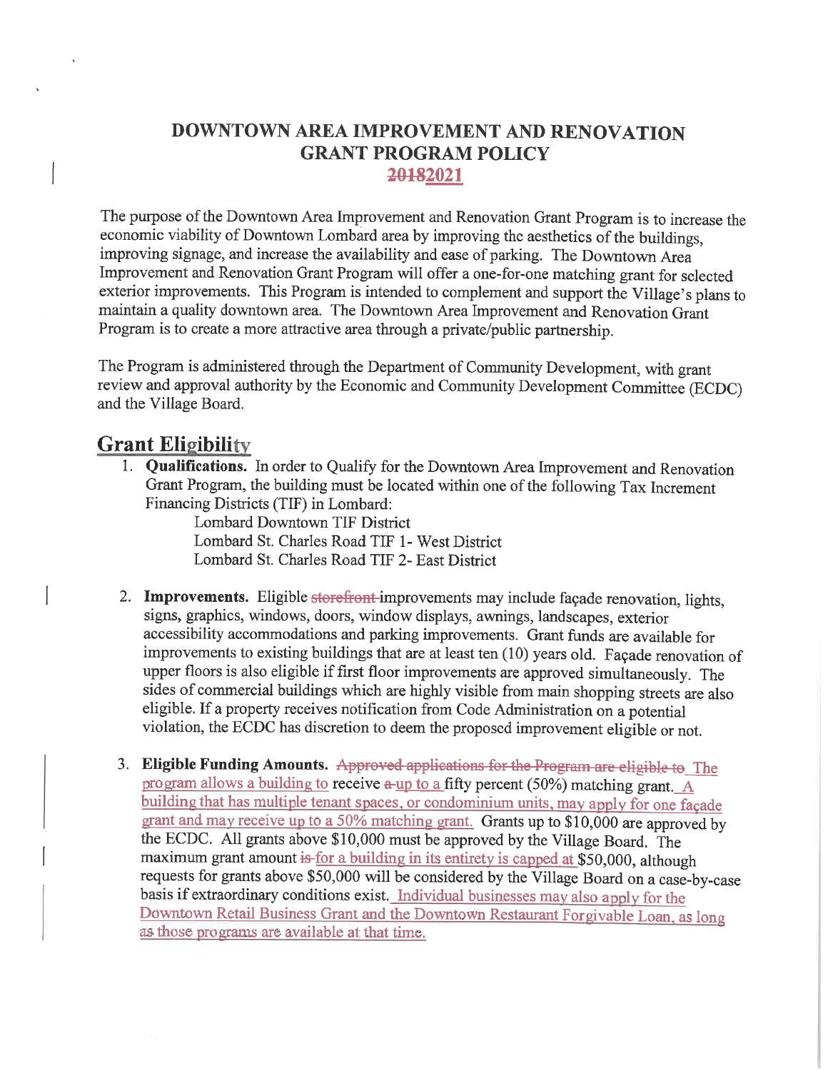# DOWNTOWN AREA IMPROVEMENT AND RENOVATION GRANT PROGRAM POLICY

## ~~2018~~2021

The purpose of the Downtown Area Improvement and Renovation Grant Program is to increase the economic viability of Downtown Lombard area by improving the aesthetics of the buildings, improving signage, and increase the availability and ease of parking. The Downtown Area Improvement and Renovation Grant Program will offer a one-for-one matching grant for selected exterior improvements. This Program is intended to complement and support the Village's plans to maintain a quality downtown area. The Downtown Area Improvement and Renovation Grant Program is to create a more attractive area through a private/public partnership.

The Program is administered through the Department of Community Development, with grant review and approval authority by the Economic and Community Development Committee (ECDC) and the Village Board.

## Grant Eligibility

1. **Qualifications.** In order to Qualify for the Downtown Area Improvement and Renovation Grant Program, the building must be located within one of the following Tax Increment Financing Districts (TIF) in Lombard:

   Lombard Downtown TIF District
   Lombard St. Charles Road TIF 1- West District
   Lombard St. Charles Road TIF 2- East District

2. **Improvements.** Eligible ~~storefront~~ improvements may include façade renovation, lights, signs, graphics, windows, doors, window displays, awnings, landscapes, exterior accessibility accommodations and parking improvements. Grant funds are available for improvements to existing buildings that are at least ten (10) years old. Façade renovation of upper floors is also eligible if first floor improvements are approved simultaneously. The sides of commercial buildings which are highly visible from main shopping streets are also eligible. If a property receives notification from Code Administration on a potential violation, the ECDC has discretion to deem the proposed improvement eligible or not.

3. **Eligible Funding Amounts.** ~~Approved applications for the Program are eligible to~~ The program allows a building to receive ~~a~~ up to a fifty percent (50%) matching grant. A building that has multiple tenant spaces, or condominium units, may apply for one façade grant and may receive up to a 50% matching grant. Grants up to $10,000 are approved by the ECDC. All grants above $10,000 must be approved by the Village Board. The maximum grant amount ~~is~~ for a building in its entirety is capped at $50,000, although requests for grants above $50,000 will be considered by the Village Board on a case-by-case basis if extraordinary conditions exist. Individual businesses may also apply for the Downtown Retail Business Grant and the Downtown Restaurant Forgivable Loan, as long as those programs are available at that time.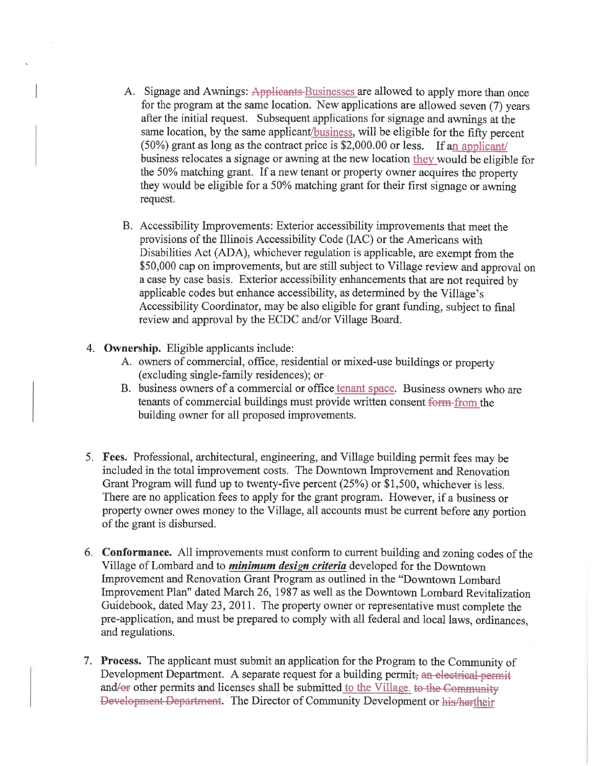A. Signage and Awnings: ~~Applicants~~ Businesses are allowed to apply more than once for the program at the same location. New applications are allowed seven (7) years after the initial request. Subsequent applications for signage and awnings at the same location, by the same applicant/business, will be eligible for the fifty percent (50%) grant as long as the contract price is $2,000.00 or less. If an applicant/ business relocates a signage or awning at the new location they would be eligible for the 50% matching grant. If a new tenant or property owner acquires the property they would be eligible for a 50% matching grant for their first signage or awning request.

B. Accessibility Improvements: Exterior accessibility improvements that meet the provisions of the Illinois Accessibility Code (IAC) or the Americans with Disabilities Act (ADA), whichever regulation is applicable, are exempt from the $50,000 cap on improvements, but are still subject to Village review and approval on a case by case basis. Exterior accessibility enhancements that are not required by applicable codes but enhance accessibility, as determined by the Village's Accessibility Coordinator, may be also eligible for grant funding, subject to final review and approval by the ECDC and/or Village Board.

4. **Ownership.** Eligible applicants include:
   A. owners of commercial, office, residential or mixed-use buildings or property (excluding single-family residences); or
   B. business owners of a commercial or office tenant space. Business owners who are tenants of commercial buildings must provide written consent ~~form~~ from the building owner for all proposed improvements.

5. **Fees.** Professional, architectural, engineering, and Village building permit fees may be included in the total improvement costs. The Downtown Improvement and Renovation Grant Program will fund up to twenty-five percent (25%) or $1,500, whichever is less. There are no application fees to apply for the grant program. However, if a business or property owner owes money to the Village, all accounts must be current before any portion of the grant is disbursed.

6. **Conformance.** All improvements must conform to current building and zoning codes of the Village of Lombard and to ***minimum design criteria*** developed for the Downtown Improvement and Renovation Grant Program as outlined in the "Downtown Lombard Improvement Plan" dated March 26, 1987 as well as the Downtown Lombard Revitalization Guidebook, dated May 23, 2011. The property owner or representative must complete the pre-application, and must be prepared to comply with all federal and local laws, ordinances, and regulations.

7. **Process.** The applicant must submit an application for the Program to the Community of Development Department. A separate request for a building permit~~, an electrical permit~~ and~~/or~~ other permits and licenses shall be submitted to the Village. ~~to the Community Development Department~~. The Director of Community Development or ~~his/her~~their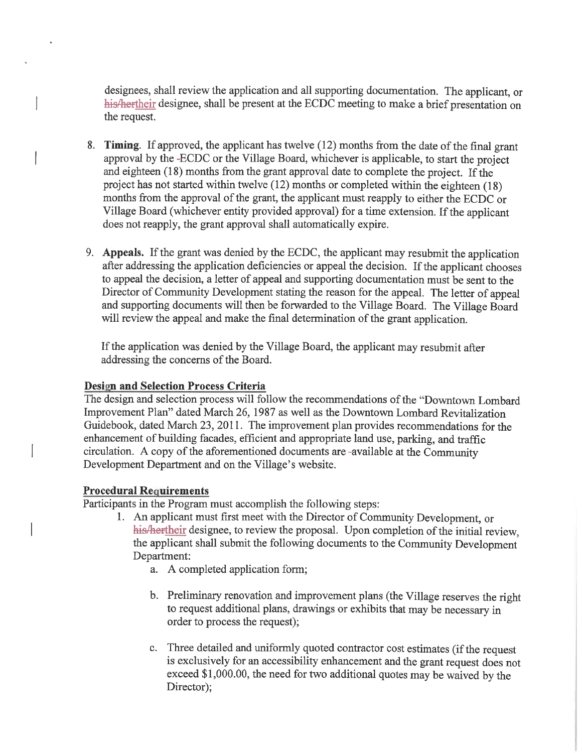designees, shall review the application and all supporting documentation. The applicant, or ~~his/her~~their designee, shall be present at the ECDC meeting to make a brief presentation on the request.

8. **Timing**. If approved, the applicant has twelve (12) months from the date of the final grant approval by the ECDC or the Village Board, whichever is applicable, to start the project and eighteen (18) months from the grant approval date to complete the project. If the project has not started within twelve (12) months or completed within the eighteen (18) months from the approval of the grant, the applicant must reapply to either the ECDC or Village Board (whichever entity provided approval) for a time extension. If the applicant does not reapply, the grant approval shall automatically expire.

9. **Appeals.** If the grant was denied by the ECDC, the applicant may resubmit the application after addressing the application deficiencies or appeal the decision. If the applicant chooses to appeal the decision, a letter of appeal and supporting documentation must be sent to the Director of Community Development stating the reason for the appeal. The letter of appeal and supporting documents will then be forwarded to the Village Board. The Village Board will review the appeal and make the final determination of the grant application.

   If the application was denied by the Village Board, the applicant may resubmit after addressing the concerns of the Board.

**Design and Selection Process Criteria**

The design and selection process will follow the recommendations of the "Downtown Lombard Improvement Plan" dated March 26, 1987 as well as the Downtown Lombard Revitalization Guidebook, dated March 23, 2011. The improvement plan provides recommendations for the enhancement of building facades, efficient and appropriate land use, parking, and traffic circulation. A copy of the aforementioned documents are available at the Community Development Department and on the Village's website.

**Procedural Requirements**

Participants in the Program must accomplish the following steps:

1. An applicant must first meet with the Director of Community Development, or ~~his/her~~their designee, to review the proposal. Upon completion of the initial review, the applicant shall submit the following documents to the Community Development Department:
   a. A completed application form;
   b. Preliminary renovation and improvement plans (the Village reserves the right to request additional plans, drawings or exhibits that may be necessary in order to process the request);
   c. Three detailed and uniformly quoted contractor cost estimates (if the request is exclusively for an accessibility enhancement and the grant request does not exceed $1,000.00, the need for two additional quotes may be waived by the Director);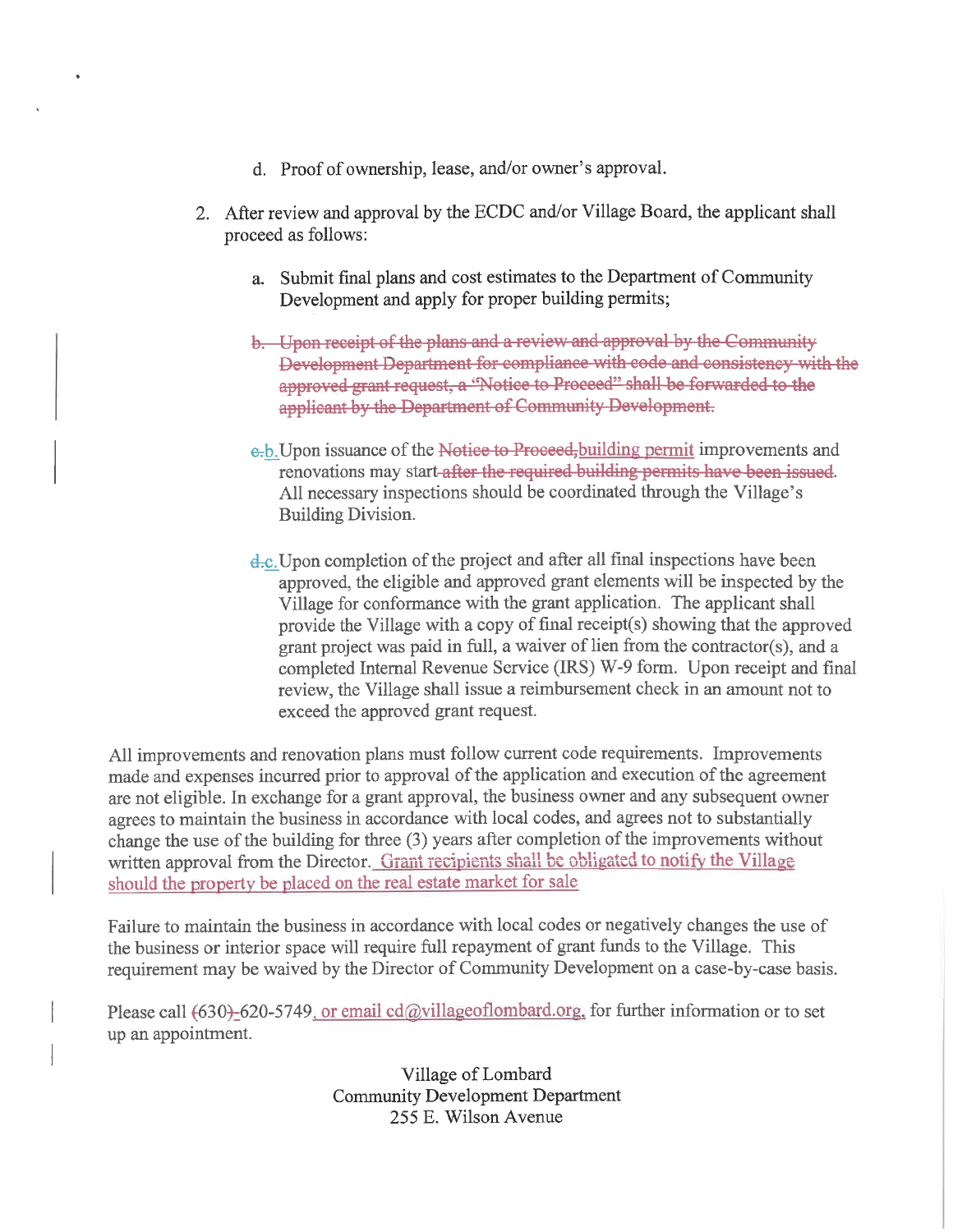d. Proof of ownership, lease, and/or owner's approval.

2. After review and approval by the ECDC and/or Village Board, the applicant shall proceed as follows:

   a. Submit final plans and cost estimates to the Department of Community Development and apply for proper building permits;

   ~~b. Upon receipt of the plans and a review and approval by the Community Development Department for compliance with code and consistency with the approved grant request, a "Notice to Proceed" shall be forwarded to the applicant by the Department of Community Development.~~

   ~~c.~~b. Upon issuance of the ~~Notice to Proceed,~~building permit improvements and renovations may start ~~after the required building permits have been issued~~. All necessary inspections should be coordinated through the Village's Building Division.

   ~~d.~~c. Upon completion of the project and after all final inspections have been approved, the eligible and approved grant elements will be inspected by the Village for conformance with the grant application. The applicant shall provide the Village with a copy of final receipt(s) showing that the approved grant project was paid in full, a waiver of lien from the contractor(s), and a completed Internal Revenue Service (IRS) W-9 form. Upon receipt and final review, the Village shall issue a reimbursement check in an amount not to exceed the approved grant request.

All improvements and renovation plans must follow current code requirements. Improvements made and expenses incurred prior to approval of the application and execution of the agreement are not eligible. In exchange for a grant approval, the business owner and any subsequent owner agrees to maintain the business in accordance with local codes, and agrees not to substantially change the use of the building for three (3) years after completion of the improvements without written approval from the Director. Grant recipients shall be obligated to notify the Village should the property be placed on the real estate market for sale

Failure to maintain the business in accordance with local codes or negatively changes the use of the business or interior space will require full repayment of grant funds to the Village. This requirement may be waived by the Director of Community Development on a case-by-case basis.

Please call ~~(~~630~~)~~-620-5749, or email cd@villageoflombard.org, for further information or to set up an appointment.

Village of Lombard
Community Development Department
255 E. Wilson Avenue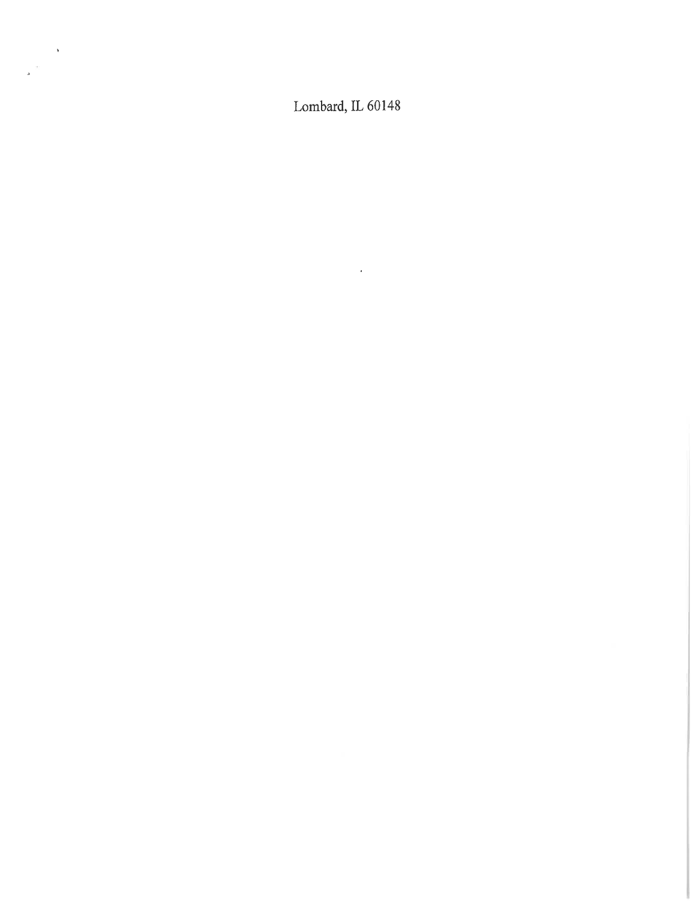Lombard, IL 60148